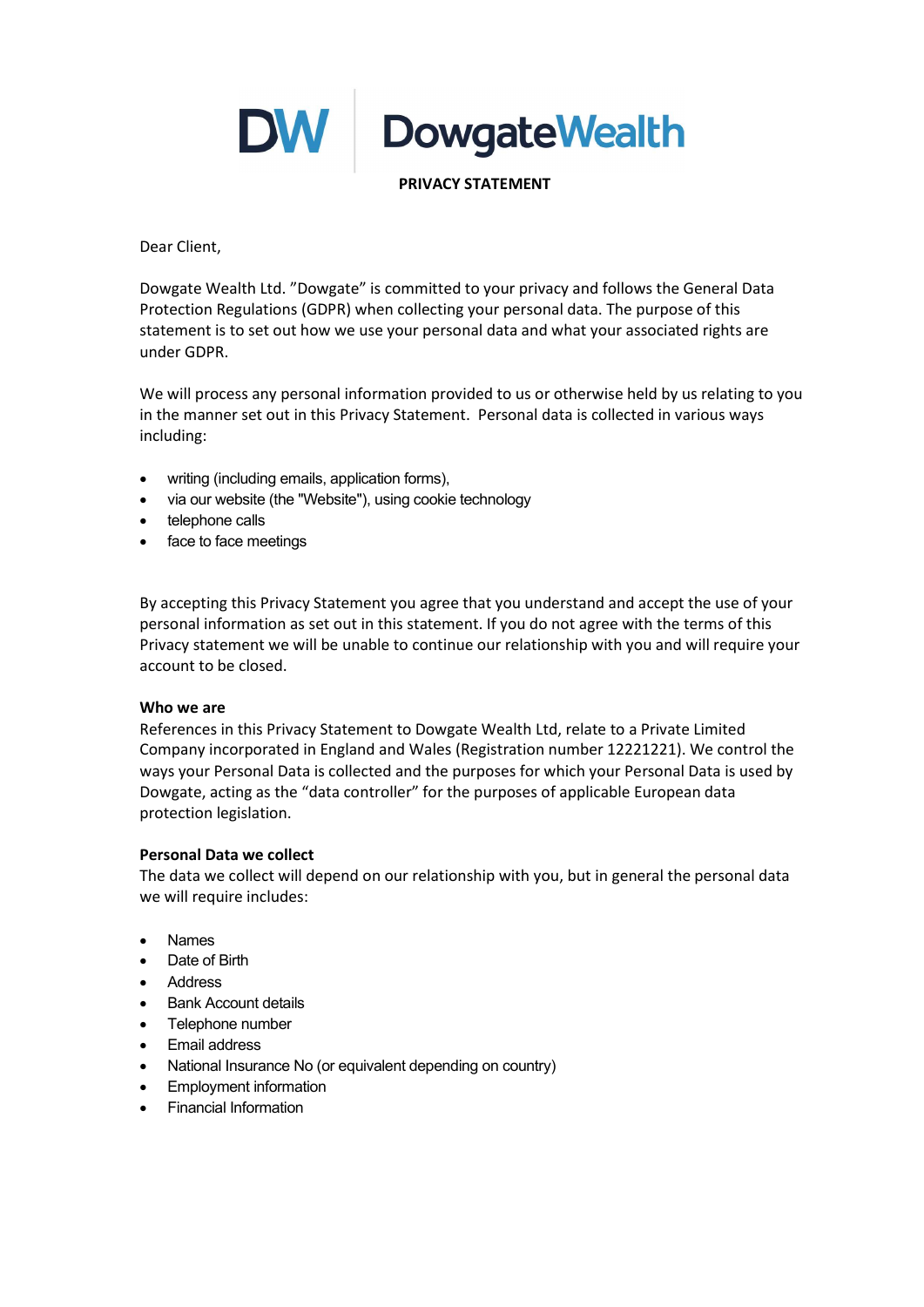DW DowgateWealth

# PRIVACY STATEMENT

Dear Client,

Dowgate Wealth Ltd. "Dowgate" is committed to your privacy and follows the General Data Protection Regulations (GDPR) when collecting your personal data. The purpose of this statement is to set out how we use your personal data and what your associated rights are under GDPR.

We will process any personal information provided to us or otherwise held by us relating to you in the manner set out in this Privacy Statement. Personal data is collected in various ways including:

- writing (including emails, application forms),
- via our website (the "Website"), using cookie technology
- telephone calls
- face to face meetings

By accepting this Privacy Statement you agree that you understand and accept the use of your personal information as set out in this statement. If you do not agree with the terms of this Privacy statement we will be unable to continue our relationship with you and will require your account to be closed.

**Who we are**

References in this Privacy Statement to Dowgate Wealth Ltd, relate to a Private Limited Company incorporated in England and Wales (Registration number 12221221). We control the ways your Personal Data is collected and the purposes for which your Personal Data is used by Dowgate, acting as the "data controller" for the purposes of applicable European data protection legislation.

**Personal Data we collect**

The data we collect will depend on our relationship with you, but in general the personal data we will require includes:

- Names
- Date of Birth
- Address
- Bank Account details
- Telephone number
- Email address
- National Insurance No (or equivalent depending on country)
- Employment information
- Financial Information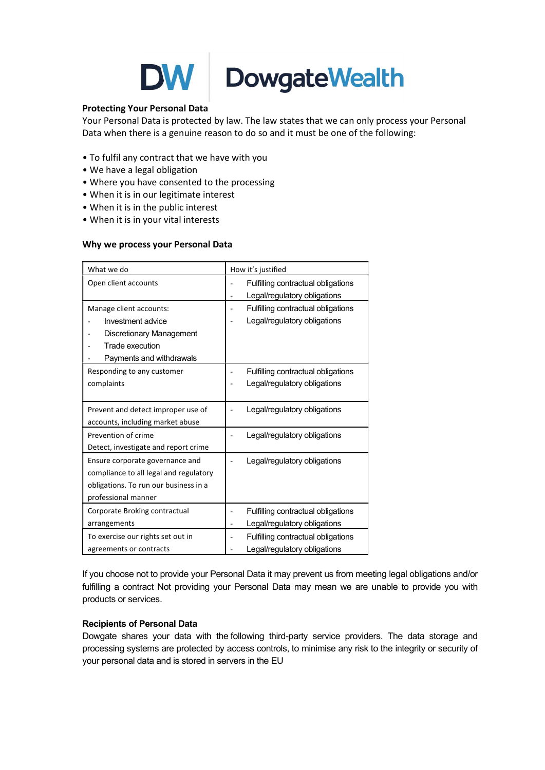DW | DowgateWealth

**Protecting Your Personal Data**

Your Personal Data is protected by law. The law states that we can only process your Personal Data when there is a genuine reason to do so and it must be one of the following:

- To fulfil any contract that we have with you
- We have a legal obligation
- Where you have consented to the processing
- When it is in our legitimate interest
- When it is in the public interest
- When it is in your vital interests

**Why we process your Personal Data**

| What we do | How it's justified |
|---|---|
| Open client accounts | - Fulfilling contractual obligations<br>- Legal/regulatory obligations |
| Manage client accounts:<br>- Investment advice<br>- Discretionary Management<br>- Trade execution<br>- Payments and withdrawals | - Fulfilling contractual obligations<br>- Legal/regulatory obligations |
| Responding to any customer complaints | - Fulfilling contractual obligations<br>- Legal/regulatory obligations |
| Prevent and detect improper use of accounts, including market abuse | - Legal/regulatory obligations |
| Prevention of crime<br>Detect, investigate and report crime | - Legal/regulatory obligations |
| Ensure corporate governance and compliance to all legal and regulatory obligations. To run our business in a professional manner | - Legal/regulatory obligations |
| Corporate Broking contractual arrangements | - Fulfilling contractual obligations<br>- Legal/regulatory obligations |
| To exercise our rights set out in agreements or contracts | - Fulfilling contractual obligations<br>- Legal/regulatory obligations |

If you choose not to provide your Personal Data it may prevent us from meeting legal obligations and/or fulfilling a contract Not providing your Personal Data may mean we are unable to provide you with products or services.

**Recipients of Personal Data**

Dowgate shares your data with the following third-party service providers. The data storage and processing systems are protected by access controls, to minimise any risk to the integrity or security of your personal data and is stored in servers in the EU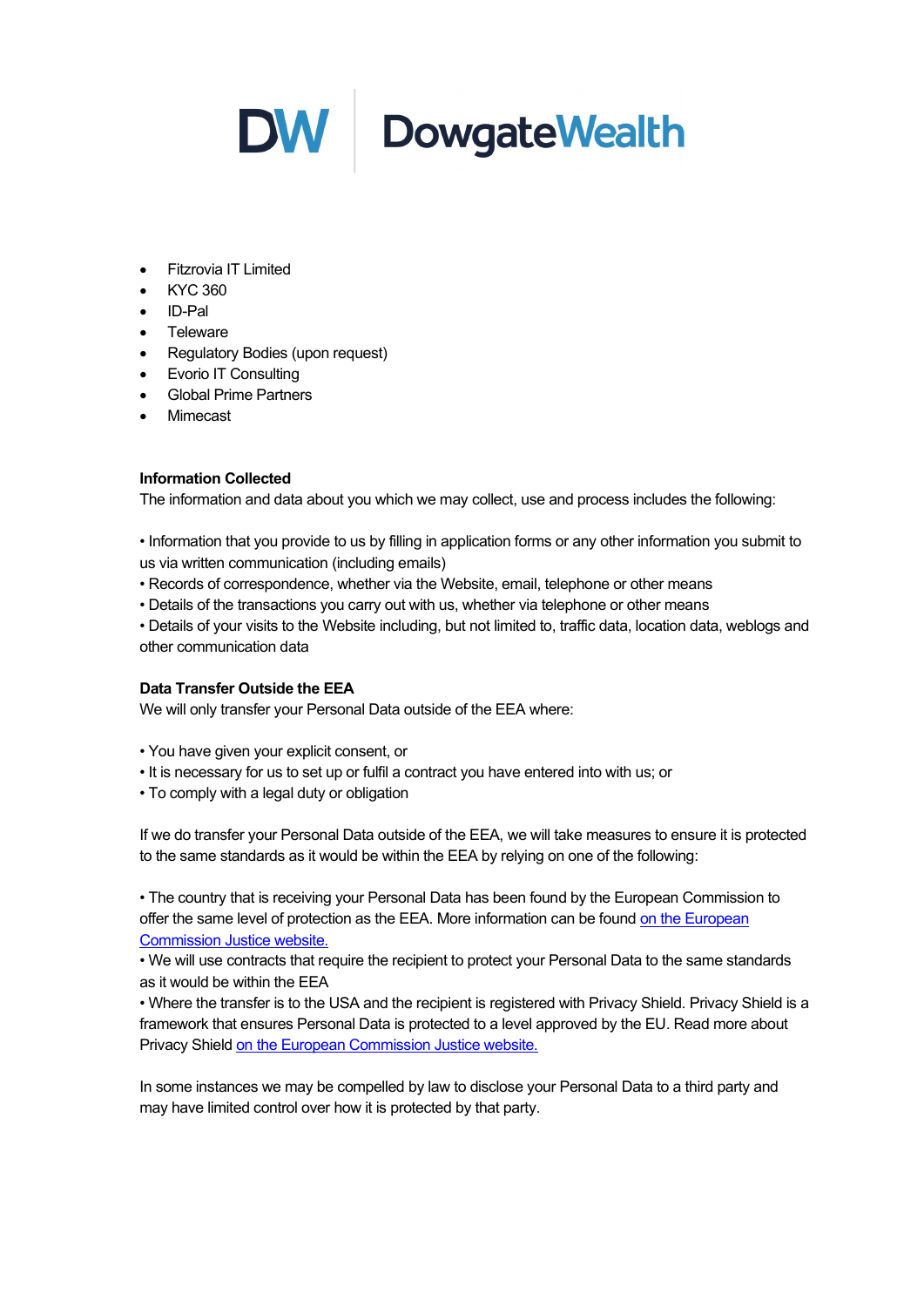- Fitzrovia IT Limited
- KYC 360
- ID-Pal
- Teleware
- Regulatory Bodies (upon request)
- Evorio IT Consulting
- Global Prime Partners
- Mimecast

**Information Collected**
The information and data about you which we may collect, use and process includes the following:

• Information that you provide to us by filling in application forms or any other information you submit to us via written communication (including emails)
• Records of correspondence, whether via the Website, email, telephone or other means
• Details of the transactions you carry out with us, whether via telephone or other means
• Details of your visits to the Website including, but not limited to, traffic data, location data, weblogs and other communication data

**Data Transfer Outside the EEA**
We will only transfer your Personal Data outside of the EEA where:

• You have given your explicit consent, or
• It is necessary for us to set up or fulfil a contract you have entered into with us; or
• To comply with a legal duty or obligation

If we do transfer your Personal Data outside of the EEA, we will take measures to ensure it is protected to the same standards as it would be within the EEA by relying on one of the following:

• The country that is receiving your Personal Data has been found by the European Commission to offer the same level of protection as the EEA. More information can be found on the European Commission Justice website.
• We will use contracts that require the recipient to protect your Personal Data to the same standards as it would be within the EEA
• Where the transfer is to the USA and the recipient is registered with Privacy Shield. Privacy Shield is a framework that ensures Personal Data is protected to a level approved by the EU. Read more about Privacy Shield on the European Commission Justice website.

In some instances we may be compelled by law to disclose your Personal Data to a third party and may have limited control over how it is protected by that party.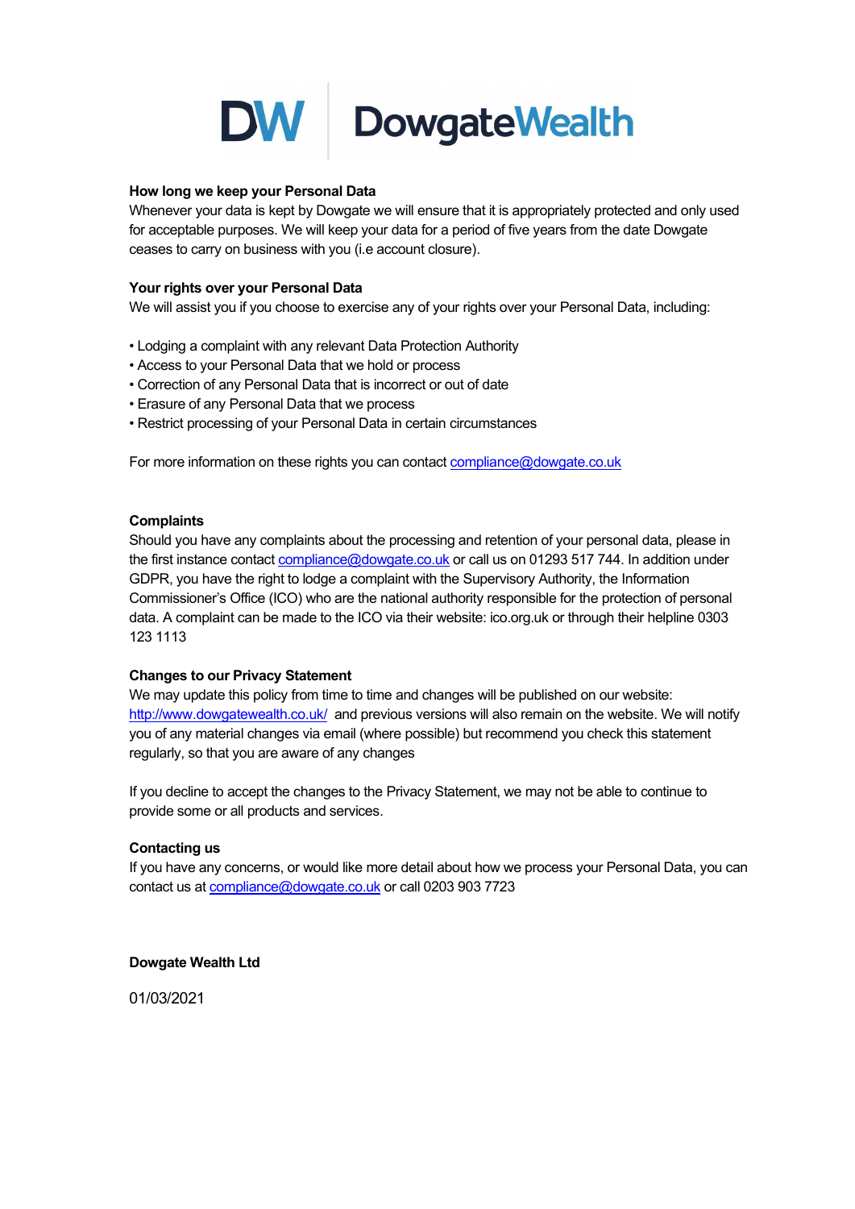**How long we keep your Personal Data**

Whenever your data is kept by Dowgate we will ensure that it is appropriately protected and only used for acceptable purposes. We will keep your data for a period of five years from the date Dowgate ceases to carry on business with you (i.e account closure).

**Your rights over your Personal Data**

We will assist you if you choose to exercise any of your rights over your Personal Data, including:

- Lodging a complaint with any relevant Data Protection Authority
- Access to your Personal Data that we hold or process
- Correction of any Personal Data that is incorrect or out of date
- Erasure of any Personal Data that we process
- Restrict processing of your Personal Data in certain circumstances

For more information on these rights you can contact compliance@dowgate.co.uk

**Complaints**

Should you have any complaints about the processing and retention of your personal data, please in the first instance contact compliance@dowgate.co.uk or call us on 01293 517 744. In addition under GDPR, you have the right to lodge a complaint with the Supervisory Authority, the Information Commissioner's Office (ICO) who are the national authority responsible for the protection of personal data. A complaint can be made to the ICO via their website: ico.org.uk or through their helpline 0303 123 1113

**Changes to our Privacy Statement**

We may update this policy from time to time and changes will be published on our website: http://www.dowgatewealth.co.uk/ and previous versions will also remain on the website. We will notify you of any material changes via email (where possible) but recommend you check this statement regularly, so that you are aware of any changes

If you decline to accept the changes to the Privacy Statement, we may not be able to continue to provide some or all products and services.

**Contacting us**

If you have any concerns, or would like more detail about how we process your Personal Data, you can contact us at compliance@dowgate.co.uk or call 0203 903 7723

**Dowgate Wealth Ltd**

01/03/2021